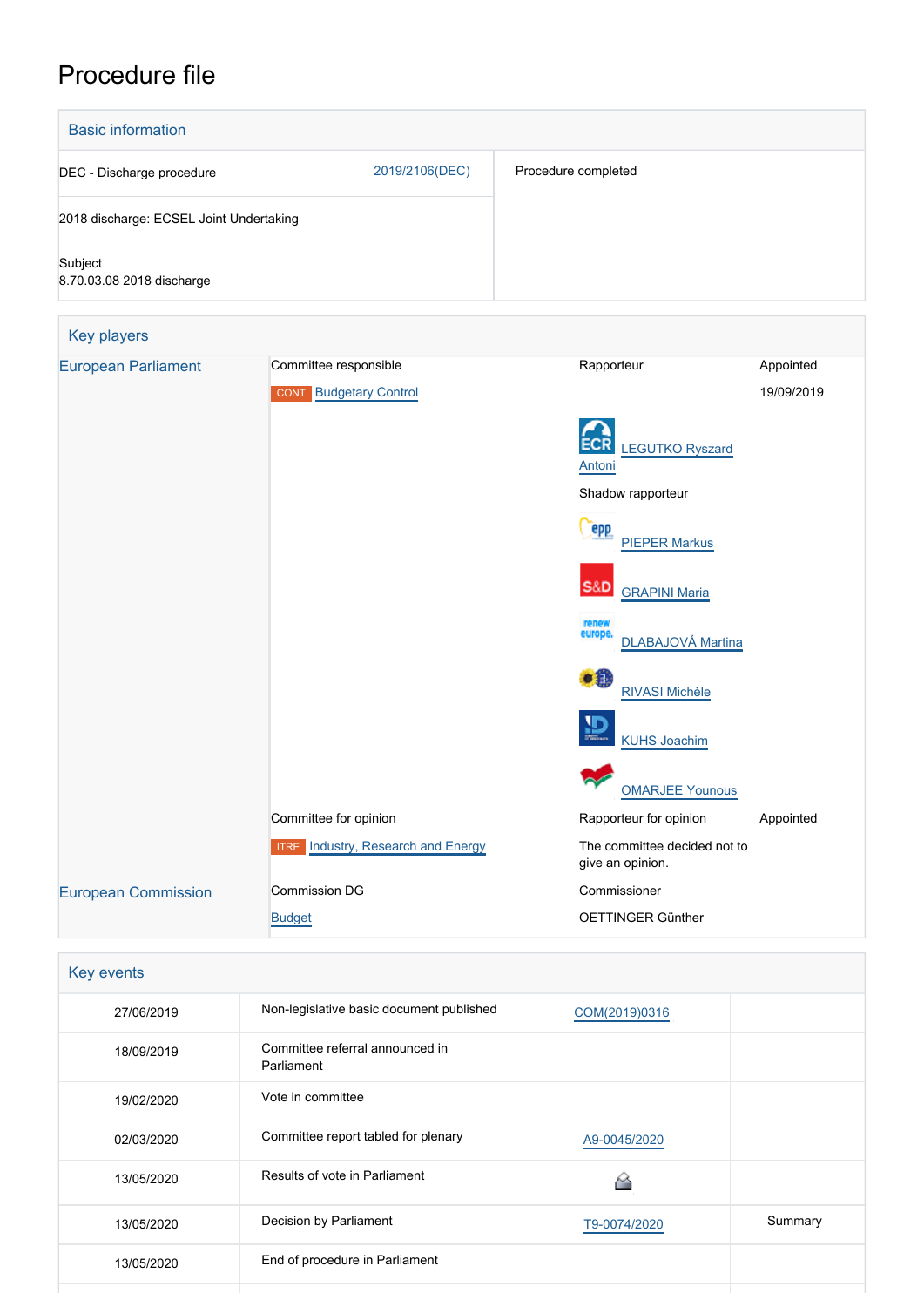# Procedure file

## Basic information

| | |
|---|---|
| DEC - Discharge procedure 2019/2106(DEC) | Procedure completed |
| 2018 discharge: ECSEL Joint Undertaking | |
| Subject<br>8.70.03.08 2018 discharge | |

## Key players

| | | | |
|---|---|---|---|
| European Parliament | Committee responsible | Rapporteur | Appointed |
| | CONT Budgetary Control | | 19/09/2019 |
| | | ECR LEGUTKO Ryszard Antoni | |
| | | Shadow rapporteur | |
| | | EPP PIEPER Markus | |
| | | S&D GRAPINI Maria | |
| | | Renew Europe DLABAJOVÁ Martina | |
| | | Verts/ALE RIVASI Michèle | |
| | | ID KUHS Joachim | |
| | | GUE/NGL OMARJEE Younous | |
| | Committee for opinion | Rapporteur for opinion | Appointed |
| | ITRE Industry, Research and Energy | The committee decided not to give an opinion. | |
| European Commission | Commission DG | Commissioner | |
| | Budget | OETTINGER Günther | |

## Key events

| | | | |
|---|---|---|---|
| 27/06/2019 | Non-legislative basic document published | COM(2019)0316 | |
| 18/09/2019 | Committee referral announced in Parliament | | |
| 19/02/2020 | Vote in committee | | |
| 02/03/2020 | Committee report tabled for plenary | A9-0045/2020 | |
| 13/05/2020 | Results of vote in Parliament | | |
| 13/05/2020 | Decision by Parliament | T9-0074/2020 | Summary |
| 13/05/2020 | End of procedure in Parliament | | |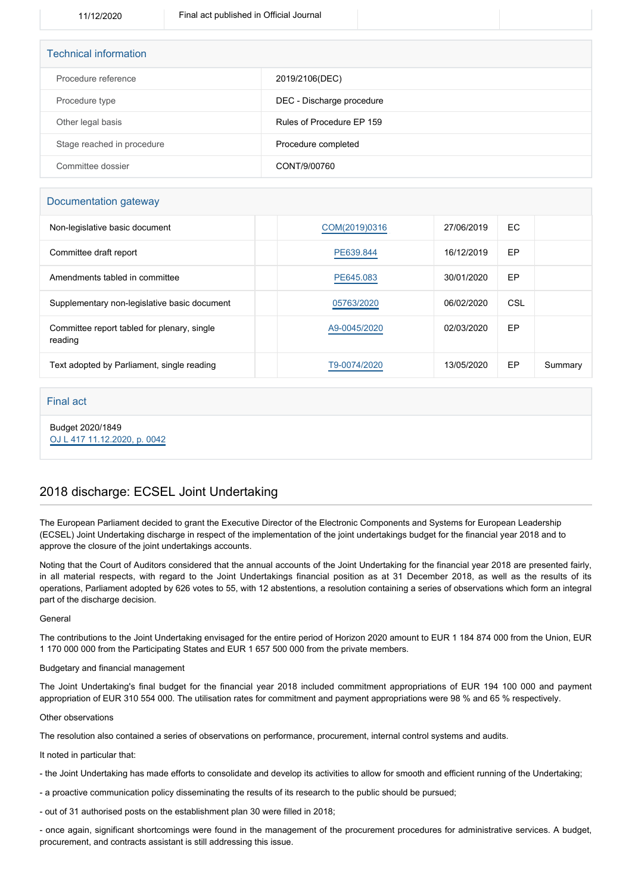| | | | |
|---|---|---|---|
| 11/12/2020 | Final act published in Official Journal | | |

## Technical information

| | |
|---|---|
| Procedure reference | 2019/2106(DEC) |
| Procedure type | DEC - Discharge procedure |
| Other legal basis | Rules of Procedure EP 159 |
| Stage reached in procedure | Procedure completed |
| Committee dossier | CONT/9/00760 |

## Documentation gateway

| | | | | | |
|---|---|---|---|---|---|
| Non-legislative basic document | | COM(2019)0316 | 27/06/2019 | EC | |
| Committee draft report | | PE639.844 | 16/12/2019 | EP | |
| Amendments tabled in committee | | PE645.083 | 30/01/2020 | EP | |
| Supplementary non-legislative basic document | | 05763/2020 | 06/02/2020 | CSL | |
| Committee report tabled for plenary, single reading | | A9-0045/2020 | 02/03/2020 | EP | |
| Text adopted by Parliament, single reading | | T9-0074/2020 | 13/05/2020 | EP | Summary |

## Final act

Budget 2020/1849
OJ L 417 11.12.2020, p. 0042

# 2018 discharge: ECSEL Joint Undertaking

The European Parliament decided to grant the Executive Director of the Electronic Components and Systems for European Leadership (ECSEL) Joint Undertaking discharge in respect of the implementation of the joint undertakings budget for the financial year 2018 and to approve the closure of the joint undertakings accounts.

Noting that the Court of Auditors considered that the annual accounts of the Joint Undertaking for the financial year 2018 are presented fairly, in all material respects, with regard to the Joint Undertakings financial position as at 31 December 2018, as well as the results of its operations, Parliament adopted by 626 votes to 55, with 12 abstentions, a resolution containing a series of observations which form an integral part of the discharge decision.

General

The contributions to the Joint Undertaking envisaged for the entire period of Horizon 2020 amount to EUR 1 184 874 000 from the Union, EUR 1 170 000 000 from the Participating States and EUR 1 657 500 000 from the private members.

Budgetary and financial management

The Joint Undertaking's final budget for the financial year 2018 included commitment appropriations of EUR 194 100 000 and payment appropriation of EUR 310 554 000. The utilisation rates for commitment and payment appropriations were 98 % and 65 % respectively.

Other observations

The resolution also contained a series of observations on performance, procurement, internal control systems and audits.

It noted in particular that:

- the Joint Undertaking has made efforts to consolidate and develop its activities to allow for smooth and efficient running of the Undertaking;

- a proactive communication policy disseminating the results of its research to the public should be pursued;

- out of 31 authorised posts on the establishment plan 30 were filled in 2018;

- once again, significant shortcomings were found in the management of the procurement procedures for administrative services. A budget, procurement, and contracts assistant is still addressing this issue.